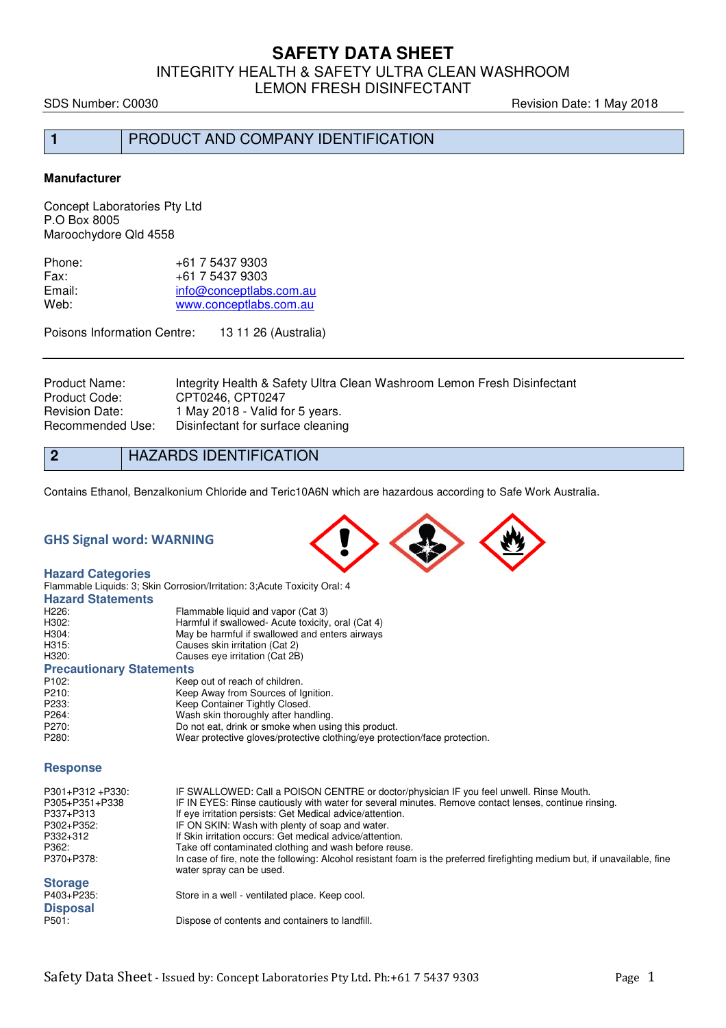# SAFETY DATA SHEET

## INTEGRITY HEALTH & SAFETY ULTRA CLEAN WASHROOM LEMON FRESH DISINFECTANT

SDS Number: C0030 Revision Date: 1 May 2018

## 1 PRODUCT AND COMPANY IDENTIFICATION

**Manufacturer**

Concept Laboratories Pty Ltd
P.O Box 8005
Maroochydore Qld 4558

| | |
|---|---|
| Phone: | +61 7 5437 9303 |
| Fax: | +61 7 5437 9303 |
| Email: | info@conceptlabs.com.au |
| Web: | www.conceptlabs.com.au |

Poisons Information Centre: 13 11 26 (Australia)

| | |
|---|---|
| Product Name: | Integrity Health & Safety Ultra Clean Washroom Lemon Fresh Disinfectant |
| Product Code: | CPT0246, CPT0247 |
| Revision Date: | 1 May 2018 - Valid for 5 years. |
| Recommended Use: | Disinfectant for surface cleaning |

## 2 HAZARDS IDENTIFICATION

Contains Ethanol, Benzalkonium Chloride and Teric10A6N which are hazardous according to Safe Work Australia.

### GHS Signal word: WARNING

### Hazard Categories

Flammable Liquids: 3; Skin Corrosion/Irritation: 3;Acute Toxicity Oral: 4

### Hazard Statements

| | |
|---|---|
| H226: | Flammable liquid and vapor (Cat 3) |
| H302: | Harmful if swallowed- Acute toxicity, oral (Cat 4) |
| H304: | May be harmful if swallowed and enters airways |
| H315: | Causes skin irritation (Cat 2) |
| H320: | Causes eye irritation (Cat 2B) |

### Precautionary Statements

| | |
|---|---|
| P102: | Keep out of reach of children. |
| P210: | Keep Away from Sources of Ignition. |
| P233: | Keep Container Tightly Closed. |
| P264: | Wash skin thoroughly after handling. |
| P270: | Do not eat, drink or smoke when using this product. |
| P280: | Wear protective gloves/protective clothing/eye protection/face protection. |

### Response

| | |
|---|---|
| P301+P312 +P330: | IF SWALLOWED: Call a POISON CENTRE or doctor/physician IF you feel unwell. Rinse Mouth. |
| P305+P351+P338 | IF IN EYES: Rinse cautiously with water for several minutes. Remove contact lenses, continue rinsing. |
| P337+P313 | If eye irritation persists: Get Medical advice/attention. |
| P302+P352: | IF ON SKIN: Wash with plenty of soap and water. |
| P332+312 | If Skin irritation occurs: Get medical advice/attention. |
| P362: | Take off contaminated clothing and wash before reuse. |
| P370+P378: | In case of fire, note the following: Alcohol resistant foam is the preferred firefighting medium but, if unavailable, fine water spray can be used. |

### Storage

| | |
|---|---|
| P403+P235: | Store in a well - ventilated place. Keep cool. |

### Disposal

| | |
|---|---|
| P501: | Dispose of contents and containers to landfill. |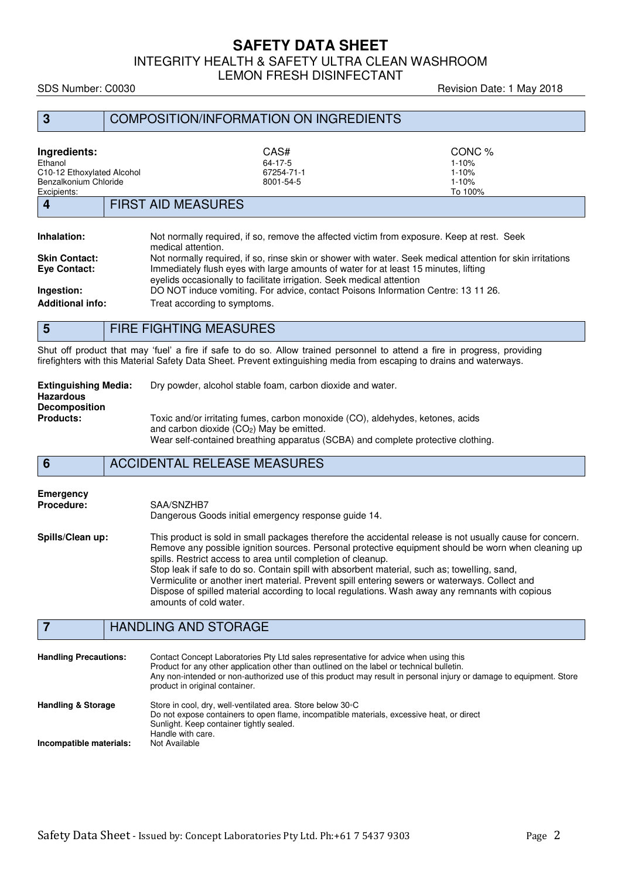## 3 COMPOSITION/INFORMATION ON INGREDIENTS

| Ingredients: | CAS# | CONC % |
|---|---|---|
| Ethanol | 64-17-5 | 1-10% |
| C10-12 Ethoxylated Alcohol | 67254-71-1 | 1-10% |
| Benzalkonium Chloride | 8001-54-5 | 1-10% |
| Excipients: | | To 100% |

## 4 FIRST AID MEASURES

**Inhalation:** Not normally required, if so, remove the affected victim from exposure. Keep at rest. Seek medical attention.

**Skin Contact:** Not normally required, if so, rinse skin or shower with water. Seek medical attention for skin irritations

**Eye Contact:** Immediately flush eyes with large amounts of water for at least 15 minutes, lifting eyelids occasionally to facilitate irrigation. Seek medical attention

**Ingestion:** DO NOT induce vomiting. For advice, contact Poisons Information Centre: 13 11 26.

**Additional info:** Treat according to symptoms.

## 5 FIRE FIGHTING MEASURES

Shut off product that may 'fuel' a fire if safe to do so. Allow trained personnel to attend a fire in progress, providing firefighters with this Material Safety Data Sheet. Prevent extinguishing media from escaping to drains and waterways.

**Extinguishing Media:** Dry powder, alcohol stable foam, carbon dioxide and water.

**Hazardous Decomposition Products:** Toxic and/or irritating fumes, carbon monoxide (CO), aldehydes, ketones, acids and carbon dioxide ($CO_2$) May be emitted.
Wear self-contained breathing apparatus (SCBA) and complete protective clothing.

## 6 ACCIDENTAL RELEASE MEASURES

**Emergency Procedure:** SAA/SNZHB7
Dangerous Goods initial emergency response guide 14.

**Spills/Clean up:** This product is sold in small packages therefore the accidental release is not usually cause for concern. Remove any possible ignition sources. Personal protective equipment should be worn when cleaning up spills. Restrict access to area until completion of cleanup.
Stop leak if safe to do so. Contain spill with absorbent material, such as; towelling, sand, Vermiculite or another inert material. Prevent spill entering sewers or waterways. Collect and Dispose of spilled material according to local regulations. Wash away any remnants with copious amounts of cold water.

## 7 HANDLING AND STORAGE

**Handling Precautions:** Contact Concept Laboratories Pty Ltd sales representative for advice when using this Product for any other application other than outlined on the label or technical bulletin.
Any non-intended or non-authorized use of this product may result in personal injury or damage to equipment. Store product in original container.

**Handling & Storage** Store in cool, dry, well-ventilated area. Store below 30◦C
Do not expose containers to open flame, incompatible materials, excessive heat, or direct Sunlight. Keep container tightly sealed.
Handle with care.

**Incompatible materials:** Not Available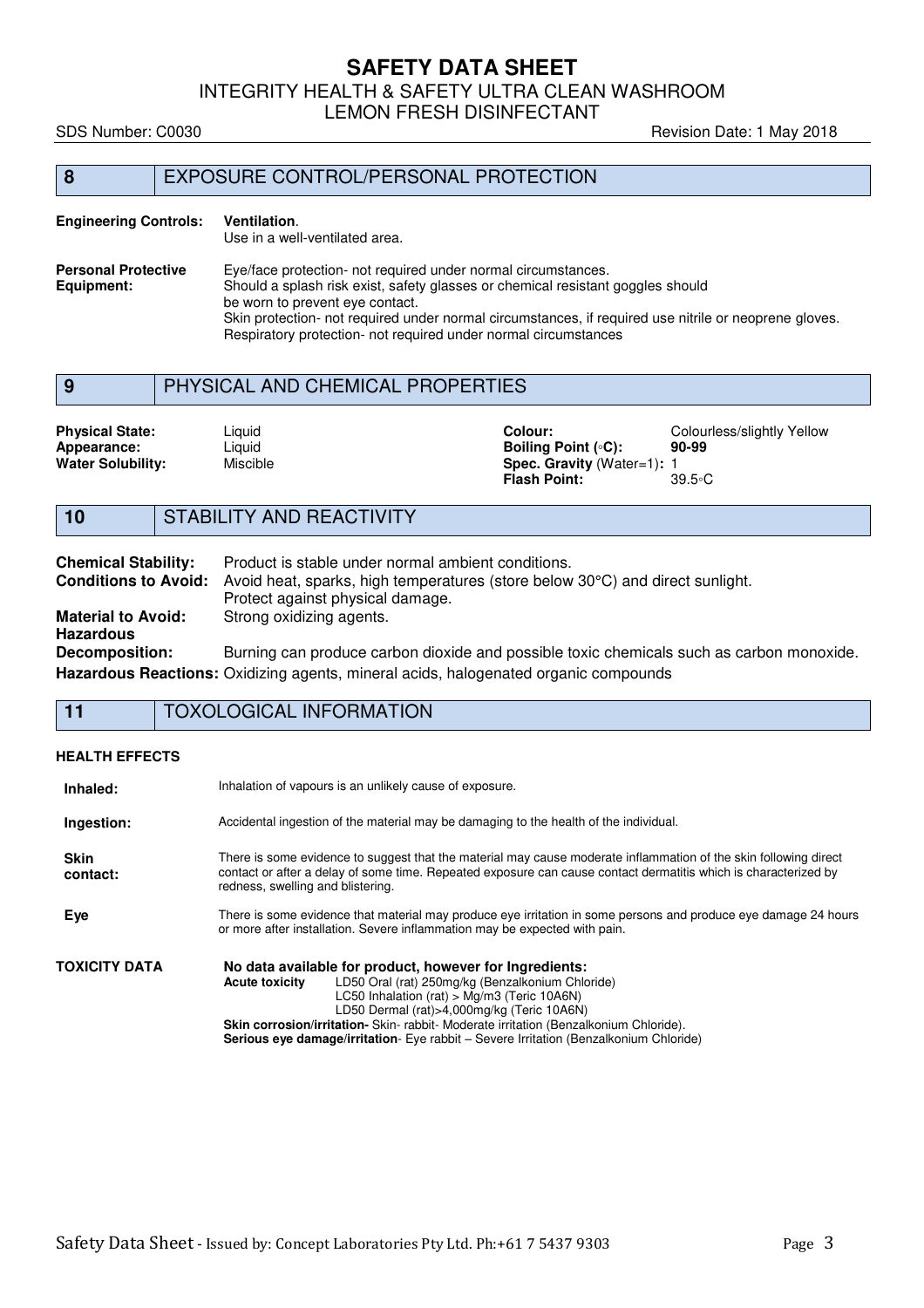## 8 EXPOSURE CONTROL/PERSONAL PROTECTION

**Engineering Controls:** **Ventilation**.
Use in a well-ventilated area.

**Personal Protective Equipment:** Eye/face protection- not required under normal circumstances.
Should a splash risk exist, safety glasses or chemical resistant goggles should be worn to prevent eye contact.
Skin protection- not required under normal circumstances, if required use nitrile or neoprene gloves.
Respiratory protection- not required under normal circumstances

## 9 PHYSICAL AND CHEMICAL PROPERTIES

| | | | |
|---|---|---|---|
| **Physical State:** | Liquid | **Colour:** | Colourless/slightly Yellow |
| **Appearance:** | Liquid | **Boiling Point (◦C):** | **90-99** |
| **Water Solubility:** | Miscible | **Spec. Gravity** (Water=1)**:** | 1 |
| | | **Flash Point:** | 39.5◦C |

## 10 STABILITY AND REACTIVITY

**Chemical Stability:** Product is stable under normal ambient conditions.

**Conditions to Avoid:** Avoid heat, sparks, high temperatures (store below 30°C) and direct sunlight. Protect against physical damage.

**Material to Avoid:** Strong oxidizing agents.

**Hazardous Decomposition:** Burning can produce carbon dioxide and possible toxic chemicals such as carbon monoxide.

**Hazardous Reactions:** Oxidizing agents, mineral acids, halogenated organic compounds

## 11 TOXOLOGICAL INFORMATION

**HEALTH EFFECTS**

**Inhaled:** Inhalation of vapours is an unlikely cause of exposure.

**Ingestion:** Accidental ingestion of the material may be damaging to the health of the individual.

**Skin contact:** There is some evidence to suggest that the material may cause moderate inflammation of the skin following direct contact or after a delay of some time. Repeated exposure can cause contact dermatitis which is characterized by redness, swelling and blistering.

**Eye** There is some evidence that material may produce eye irritation in some persons and produce eye damage 24 hours or more after installation. Severe inflammation may be expected with pain.

**TOXICITY DATA**

**No data available for product, however for Ingredients:**

**Acute toxicity** LD50 Oral (rat) 250mg/kg (Benzalkonium Chloride)
LC50 Inhalation (rat) > Mg/m3 (Teric 10A6N)
LD50 Dermal (rat)>4,000mg/kg (Teric 10A6N)

**Skin corrosion/irritation-** Skin- rabbit- Moderate irritation (Benzalkonium Chloride).

**Serious eye damage/irritation**- Eye rabbit – Severe Irritation (Benzalkonium Chloride)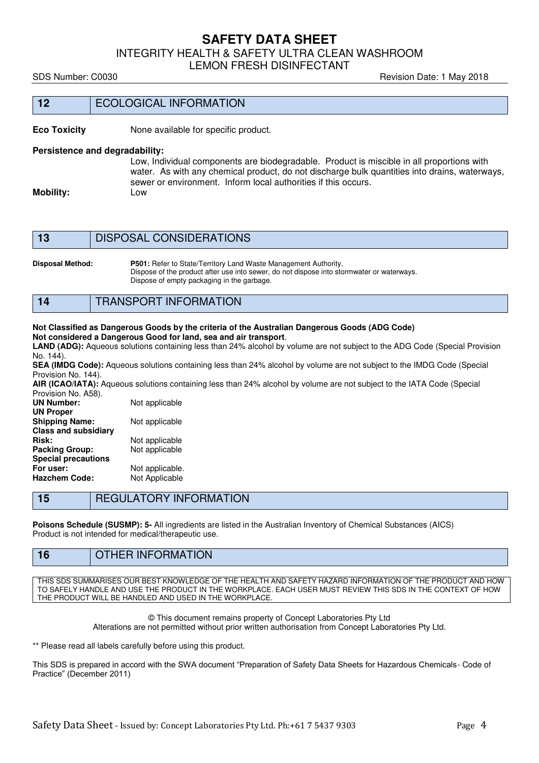## 12 ECOLOGICAL INFORMATION

**Eco Toxicity** None available for specific product.

**Persistence and degradability:**

Low, Individual components are biodegradable. Product is miscible in all proportions with water. As with any chemical product, do not discharge bulk quantities into drains, waterways, sewer or environment. Inform local authorities if this occurs.

**Mobility:** Low

## 13 DISPOSAL CONSIDERATIONS

**Disposal Method:** **P501:** Refer to State/Territory Land Waste Management Authority.
Dispose of the product after use into sewer, do not dispose into stormwater or waterways.
Dispose of empty packaging in the garbage.

## 14 TRANSPORT INFORMATION

**Not Classified as Dangerous Goods by the criteria of the Australian Dangerous Goods (ADG Code)**
**Not considered a Dangerous Good for land, sea and air transport**.

**LAND (ADG):** Aqueous solutions containing less than 24% alcohol by volume are not subject to the ADG Code (Special Provision No. 144).

**SEA (IMDG Code):** Aqueous solutions containing less than 24% alcohol by volume are not subject to the IMDG Code (Special Provision No. 144).

**AIR (ICAO/IATA):** Aqueous solutions containing less than 24% alcohol by volume are not subject to the IATA Code (Special Provision No. A58).

| | |
|---|---|
| **UN Number:** | Not applicable |
| **UN Proper Shipping Name:** | Not applicable |
| **Class and subsidiary Risk:** | Not applicable |
| **Packing Group:** | Not applicable |
| **Special precautions For user:** | Not applicable. |
| **Hazchem Code:** | Not Applicable |

## 15 REGULATORY INFORMATION

**Poisons Schedule (SUSMP): 5-** All ingredients are listed in the Australian Inventory of Chemical Substances (AICS)
Product is not intended for medical/therapeutic use.

## 16 OTHER INFORMATION

THIS SDS SUMMARISES OUR BEST KNOWLEDGE OF THE HEALTH AND SAFETY HAZARD INFORMATION OF THE PRODUCT AND HOW TO SAFELY HANDLE AND USE THE PRODUCT IN THE WORKPLACE. EACH USER MUST REVIEW THIS SDS IN THE CONTEXT OF HOW THE PRODUCT WILL BE HANDLED AND USED IN THE WORKPLACE.

© This document remains property of Concept Laboratories Pty Ltd
Alterations are not permitted without prior written authorisation from Concept Laboratories Pty Ltd.

** Please read all labels carefully before using this product.

This SDS is prepared in accord with the SWA document "Preparation of Safety Data Sheets for Hazardous Chemicals- Code of Practice" (December 2011)